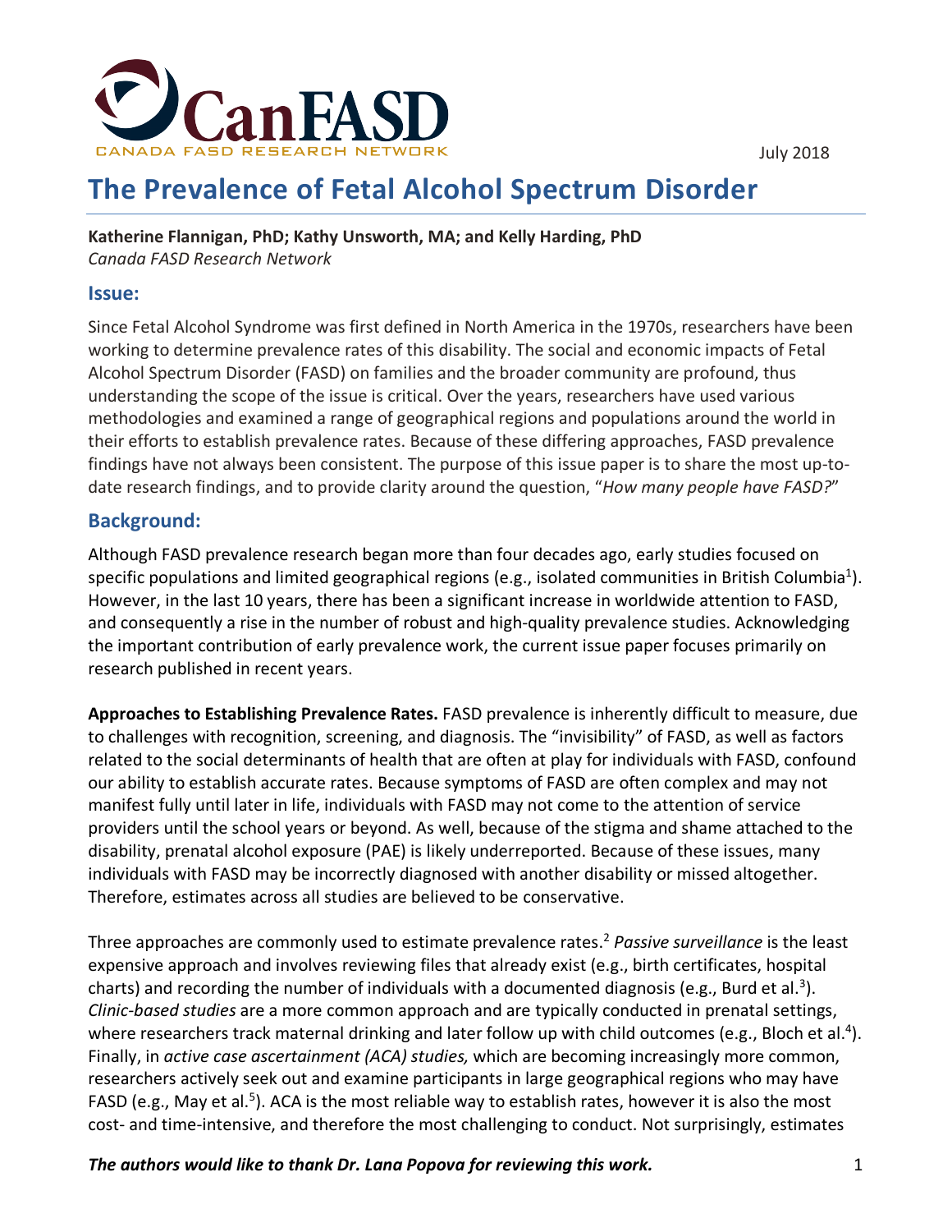CanFASD

CANADA FASD RESEARCH NETWORK

July 2018

# The Prevalence of Fetal Alcohol Spectrum Disorder

**Katherine Flannigan, PhD; Kathy Unsworth, MA; and Kelly Harding, PhD**
*Canada FASD Research Network*

## Issue:

Since Fetal Alcohol Syndrome was first defined in North America in the 1970s, researchers have been working to determine prevalence rates of this disability. The social and economic impacts of Fetal Alcohol Spectrum Disorder (FASD) on families and the broader community are profound, thus understanding the scope of the issue is critical. Over the years, researchers have used various methodologies and examined a range of geographical regions and populations around the world in their efforts to establish prevalence rates. Because of these differing approaches, FASD prevalence findings have not always been consistent. The purpose of this issue paper is to share the most up-to-date research findings, and to provide clarity around the question, "*How many people have FASD?*"

## Background:

Although FASD prevalence research began more than four decades ago, early studies focused on specific populations and limited geographical regions (e.g., isolated communities in British Columbia[1]). However, in the last 10 years, there has been a significant increase in worldwide attention to FASD, and consequently a rise in the number of robust and high-quality prevalence studies. Acknowledging the important contribution of early prevalence work, the current issue paper focuses primarily on research published in recent years.

**Approaches to Establishing Prevalence Rates.** FASD prevalence is inherently difficult to measure, due to challenges with recognition, screening, and diagnosis. The "invisibility" of FASD, as well as factors related to the social determinants of health that are often at play for individuals with FASD, confound our ability to establish accurate rates. Because symptoms of FASD are often complex and may not manifest fully until later in life, individuals with FASD may not come to the attention of service providers until the school years or beyond. As well, because of the stigma and shame attached to the disability, prenatal alcohol exposure (PAE) is likely underreported. Because of these issues, many individuals with FASD may be incorrectly diagnosed with another disability or missed altogether. Therefore, estimates across all studies are believed to be conservative.

Three approaches are commonly used to estimate prevalence rates.[2] *Passive surveillance* is the least expensive approach and involves reviewing files that already exist (e.g., birth certificates, hospital charts) and recording the number of individuals with a documented diagnosis (e.g., Burd et al.[3]). *Clinic-based studies* are a more common approach and are typically conducted in prenatal settings, where researchers track maternal drinking and later follow up with child outcomes (e.g., Bloch et al.[4]). Finally, in *active case ascertainment (ACA) studies,* which are becoming increasingly more common, researchers actively seek out and examine participants in large geographical regions who may have FASD (e.g., May et al.[5]). ACA is the most reliable way to establish rates, however it is also the most cost- and time-intensive, and therefore the most challenging to conduct. Not surprisingly, estimates

***The authors would like to thank Dr. Lana Popova for reviewing this work.***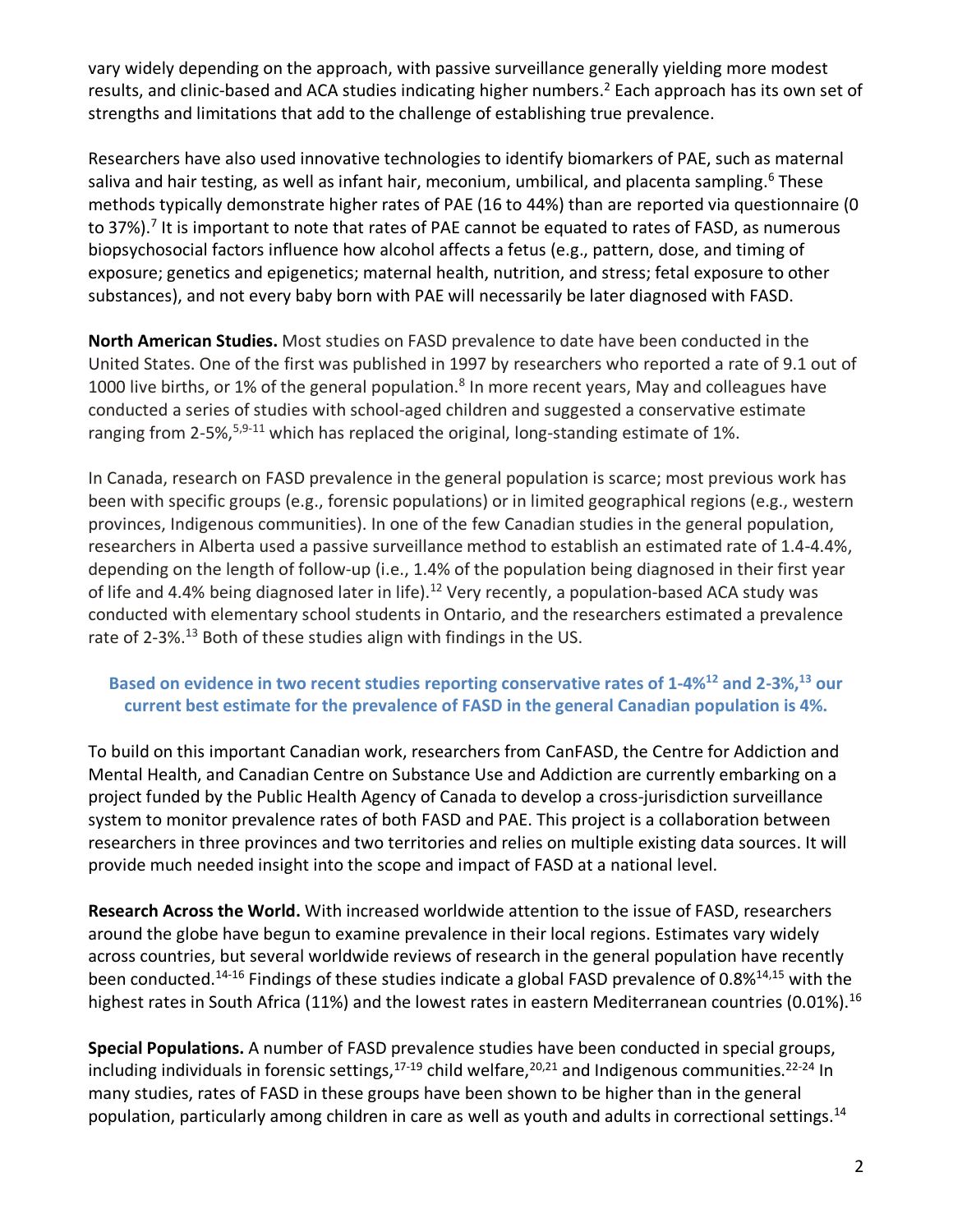vary widely depending on the approach, with passive surveillance generally yielding more modest results, and clinic-based and ACA studies indicating higher numbers.[2] Each approach has its own set of strengths and limitations that add to the challenge of establishing true prevalence.

Researchers have also used innovative technologies to identify biomarkers of PAE, such as maternal saliva and hair testing, as well as infant hair, meconium, umbilical, and placenta sampling.[6] These methods typically demonstrate higher rates of PAE (16 to 44%) than are reported via questionnaire (0 to 37%).[7] It is important to note that rates of PAE cannot be equated to rates of FASD, as numerous biopsychosocial factors influence how alcohol affects a fetus (e.g., pattern, dose, and timing of exposure; genetics and epigenetics; maternal health, nutrition, and stress; fetal exposure to other substances), and not every baby born with PAE will necessarily be later diagnosed with FASD.

**North American Studies.** Most studies on FASD prevalence to date have been conducted in the United States. One of the first was published in 1997 by researchers who reported a rate of 9.1 out of 1000 live births, or 1% of the general population.[8] In more recent years, May and colleagues have conducted a series of studies with school-aged children and suggested a conservative estimate ranging from 2-5%,[5,9-11] which has replaced the original, long-standing estimate of 1%.

In Canada, research on FASD prevalence in the general population is scarce; most previous work has been with specific groups (e.g., forensic populations) or in limited geographical regions (e.g., western provinces, Indigenous communities). In one of the few Canadian studies in the general population, researchers in Alberta used a passive surveillance method to establish an estimated rate of 1.4-4.4%, depending on the length of follow-up (i.e., 1.4% of the population being diagnosed in their first year of life and 4.4% being diagnosed later in life).[12] Very recently, a population-based ACA study was conducted with elementary school students in Ontario, and the researchers estimated a prevalence rate of 2-3%.[13] Both of these studies align with findings in the US.

**Based on evidence in two recent studies reporting conservative rates of 1-4%[12] and 2-3%,[13] our current best estimate for the prevalence of FASD in the general Canadian population is 4%.**

To build on this important Canadian work, researchers from CanFASD, the Centre for Addiction and Mental Health, and Canadian Centre on Substance Use and Addiction are currently embarking on a project funded by the Public Health Agency of Canada to develop a cross-jurisdiction surveillance system to monitor prevalence rates of both FASD and PAE. This project is a collaboration between researchers in three provinces and two territories and relies on multiple existing data sources. It will provide much needed insight into the scope and impact of FASD at a national level.

**Research Across the World.** With increased worldwide attention to the issue of FASD, researchers around the globe have begun to examine prevalence in their local regions. Estimates vary widely across countries, but several worldwide reviews of research in the general population have recently been conducted.[14-16] Findings of these studies indicate a global FASD prevalence of 0.8%[14,15] with the highest rates in South Africa (11%) and the lowest rates in eastern Mediterranean countries (0.01%).[16]

**Special Populations.** A number of FASD prevalence studies have been conducted in special groups, including individuals in forensic settings,[17-19] child welfare,[20,21] and Indigenous communities.[22-24] In many studies, rates of FASD in these groups have been shown to be higher than in the general population, particularly among children in care as well as youth and adults in correctional settings.[14]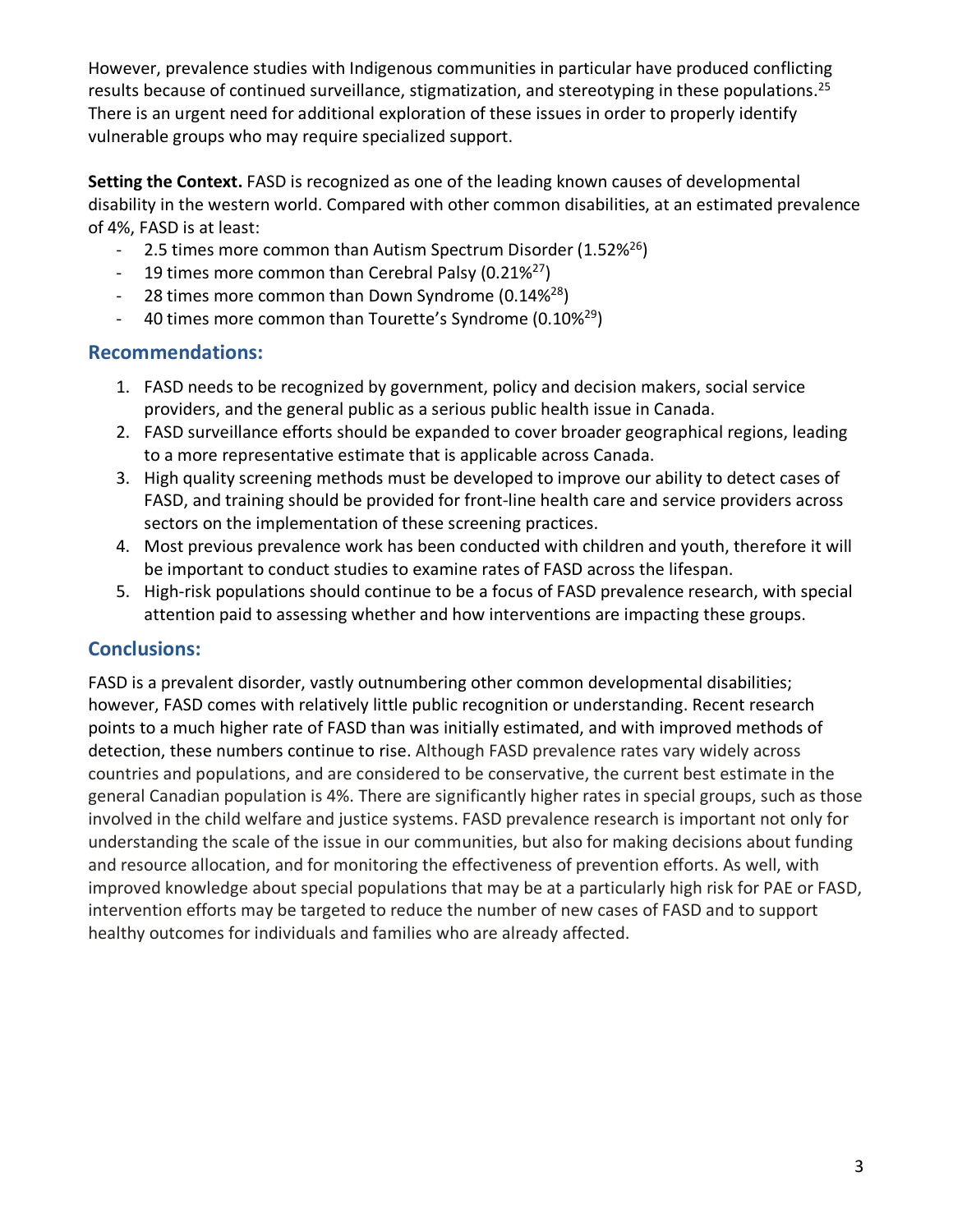However, prevalence studies with Indigenous communities in particular have produced conflicting results because of continued surveillance, stigmatization, and stereotyping in these populations.[25] There is an urgent need for additional exploration of these issues in order to properly identify vulnerable groups who may require specialized support.

**Setting the Context.** FASD is recognized as one of the leading known causes of developmental disability in the western world. Compared with other common disabilities, at an estimated prevalence of 4%, FASD is at least:

- 2.5 times more common than Autism Spectrum Disorder (1.52%[26])
- 19 times more common than Cerebral Palsy (0.21%[27])
- 28 times more common than Down Syndrome (0.14%[28])
- 40 times more common than Tourette's Syndrome (0.10%[29])

## Recommendations:

1. FASD needs to be recognized by government, policy and decision makers, social service providers, and the general public as a serious public health issue in Canada.
2. FASD surveillance efforts should be expanded to cover broader geographical regions, leading to a more representative estimate that is applicable across Canada.
3. High quality screening methods must be developed to improve our ability to detect cases of FASD, and training should be provided for front-line health care and service providers across sectors on the implementation of these screening practices.
4. Most previous prevalence work has been conducted with children and youth, therefore it will be important to conduct studies to examine rates of FASD across the lifespan.
5. High-risk populations should continue to be a focus of FASD prevalence research, with special attention paid to assessing whether and how interventions are impacting these groups.

## Conclusions:

FASD is a prevalent disorder, vastly outnumbering other common developmental disabilities; however, FASD comes with relatively little public recognition or understanding. Recent research points to a much higher rate of FASD than was initially estimated, and with improved methods of detection, these numbers continue to rise. Although FASD prevalence rates vary widely across countries and populations, and are considered to be conservative, the current best estimate in the general Canadian population is 4%. There are significantly higher rates in special groups, such as those involved in the child welfare and justice systems. FASD prevalence research is important not only for understanding the scale of the issue in our communities, but also for making decisions about funding and resource allocation, and for monitoring the effectiveness of prevention efforts. As well, with improved knowledge about special populations that may be at a particularly high risk for PAE or FASD, intervention efforts may be targeted to reduce the number of new cases of FASD and to support healthy outcomes for individuals and families who are already affected.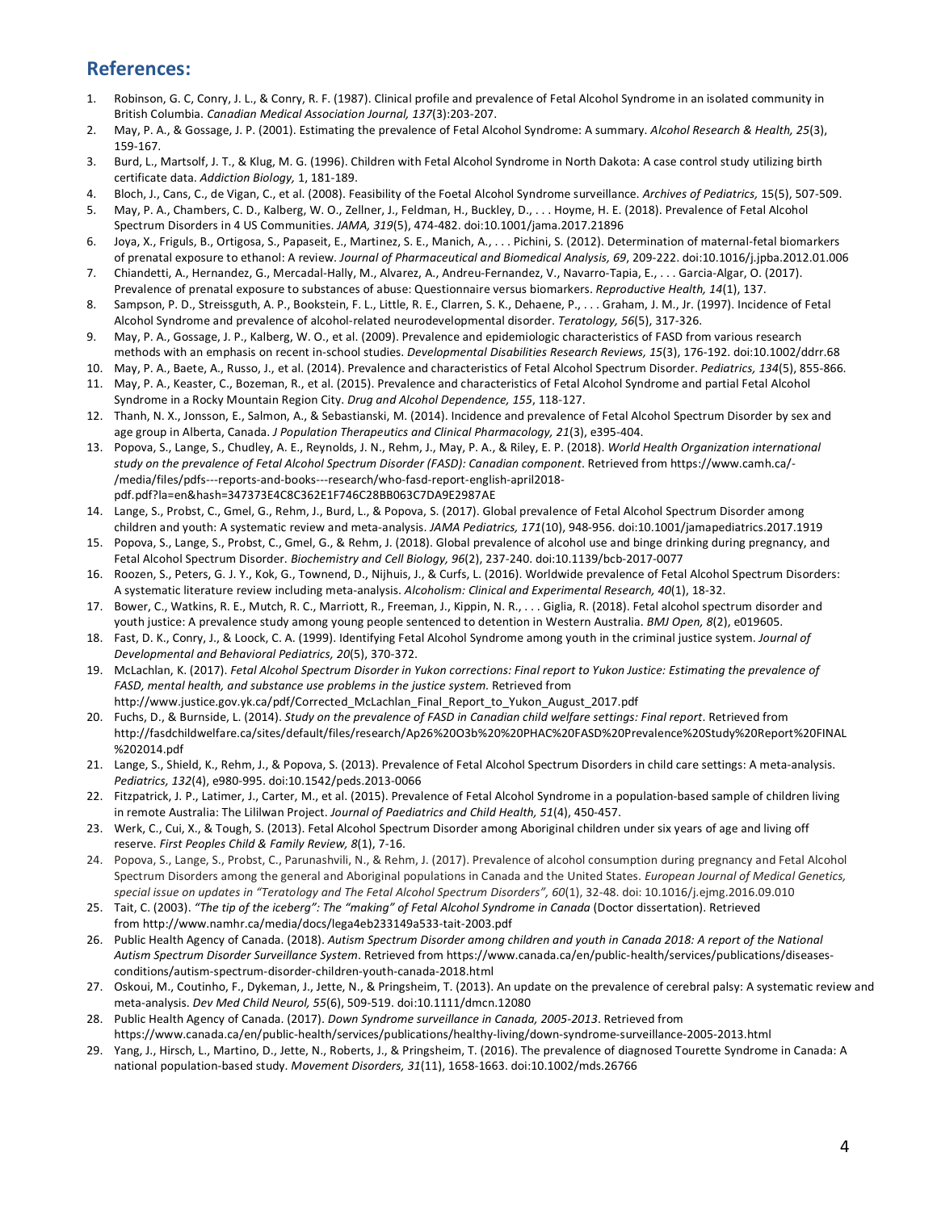## References:

1. Robinson, G. C, Conry, J. L., & Conry, R. F. (1987). Clinical profile and prevalence of Fetal Alcohol Syndrome in an isolated community in British Columbia. *Canadian Medical Association Journal, 137*(3):203-207.
2. May, P. A., & Gossage, J. P. (2001). Estimating the prevalence of Fetal Alcohol Syndrome: A summary. *Alcohol Research & Health, 25*(3), 159-167.
3. Burd, L., Martsolf, J. T., & Klug, M. G. (1996). Children with Fetal Alcohol Syndrome in North Dakota: A case control study utilizing birth certificate data. *Addiction Biology,* 1, 181-189.
4. Bloch, J., Cans, C., de Vigan, C., et al. (2008). Feasibility of the Foetal Alcohol Syndrome surveillance. *Archives of Pediatrics,* 15(5), 507-509.
5. May, P. A., Chambers, C. D., Kalberg, W. O., Zellner, J., Feldman, H., Buckley, D., . . . Hoyme, H. E. (2018). Prevalence of Fetal Alcohol Spectrum Disorders in 4 US Communities. *JAMA, 319*(5), 474-482. doi:10.1001/jama.2017.21896
6. Joya, X., Friguls, B., Ortigosa, S., Papaseit, E., Martinez, S. E., Manich, A., . . . Pichini, S. (2012). Determination of maternal-fetal biomarkers of prenatal exposure to ethanol: A review. *Journal of Pharmaceutical and Biomedical Analysis, 69*, 209-222. doi:10.1016/j.jpba.2012.01.006
7. Chiandetti, A., Hernandez, G., Mercadal-Hally, M., Alvarez, A., Andreu-Fernandez, V., Navarro-Tapia, E., . . . Garcia-Algar, O. (2017). Prevalence of prenatal exposure to substances of abuse: Questionnaire versus biomarkers. *Reproductive Health, 14*(1), 137.
8. Sampson, P. D., Streissguth, A. P., Bookstein, F. L., Little, R. E., Clarren, S. K., Dehaene, P., . . . Graham, J. M., Jr. (1997). Incidence of Fetal Alcohol Syndrome and prevalence of alcohol-related neurodevelopmental disorder. *Teratology, 56*(5), 317-326.
9. May, P. A., Gossage, J. P., Kalberg, W. O., et al. (2009). Prevalence and epidemiologic characteristics of FASD from various research methods with an emphasis on recent in-school studies. *Developmental Disabilities Research Reviews, 15*(3), 176-192. doi:10.1002/ddrr.68
10. May, P. A., Baete, A., Russo, J., et al. (2014). Prevalence and characteristics of Fetal Alcohol Spectrum Disorder. *Pediatrics, 134*(5), 855-866.
11. May, P. A., Keaster, C., Bozeman, R., et al. (2015). Prevalence and characteristics of Fetal Alcohol Syndrome and partial Fetal Alcohol Syndrome in a Rocky Mountain Region City. *Drug and Alcohol Dependence, 155*, 118-127.
12. Thanh, N. X., Jonsson, E., Salmon, A., & Sebastianski, M. (2014). Incidence and prevalence of Fetal Alcohol Spectrum Disorder by sex and age group in Alberta, Canada. *J Population Therapeutics and Clinical Pharmacology, 21*(3), e395-404.
13. Popova, S., Lange, S., Chudley, A. E., Reynolds, J. N., Rehm, J., May, P. A., & Riley, E. P. (2018). *World Health Organization international study on the prevalence of Fetal Alcohol Spectrum Disorder (FASD): Canadian component*. Retrieved from https://www.camh.ca/-/media/files/pdfs---reports-and-books---research/who-fasd-report-english-april2018-pdf.pdf?la=en&hash=347373E4C8C362E1F746C28BB063C7DA9E2987AE
14. Lange, S., Probst, C., Gmel, G., Rehm, J., Burd, L., & Popova, S. (2017). Global prevalence of Fetal Alcohol Spectrum Disorder among children and youth: A systematic review and meta-analysis. *JAMA Pediatrics, 171*(10), 948-956. doi:10.1001/jamapediatrics.2017.1919
15. Popova, S., Lange, S., Probst, C., Gmel, G., & Rehm, J. (2018). Global prevalence of alcohol use and binge drinking during pregnancy, and Fetal Alcohol Spectrum Disorder. *Biochemistry and Cell Biology, 96*(2), 237-240. doi:10.1139/bcb-2017-0077
16. Roozen, S., Peters, G. J. Y., Kok, G., Townend, D., Nijhuis, J., & Curfs, L. (2016). Worldwide prevalence of Fetal Alcohol Spectrum Disorders: A systematic literature review including meta-analysis. *Alcoholism: Clinical and Experimental Research, 40*(1), 18-32.
17. Bower, C., Watkins, R. E., Mutch, R. C., Marriott, R., Freeman, J., Kippin, N. R., . . . Giglia, R. (2018). Fetal alcohol spectrum disorder and youth justice: A prevalence study among young people sentenced to detention in Western Australia. *BMJ Open, 8*(2), e019605.
18. Fast, D. K., Conry, J., & Loock, C. A. (1999). Identifying Fetal Alcohol Syndrome among youth in the criminal justice system. *Journal of Developmental and Behavioral Pediatrics, 20*(5), 370-372.
19. McLachlan, K. (2017). *Fetal Alcohol Spectrum Disorder in Yukon corrections: Final report to Yukon Justice: Estimating the prevalence of FASD, mental health, and substance use problems in the justice system.* Retrieved from http://www.justice.gov.yk.ca/pdf/Corrected_McLachlan_Final_Report_to_Yukon_August_2017.pdf
20. Fuchs, D., & Burnside, L. (2014). *Study on the prevalence of FASD in Canadian child welfare settings: Final report*. Retrieved from http://fasdchildwelfare.ca/sites/default/files/research/Ap26%20O3b%20%20PHAC%20FASD%20Prevalence%20Study%20Report%20FINAL%202014.pdf
21. Lange, S., Shield, K., Rehm, J., & Popova, S. (2013). Prevalence of Fetal Alcohol Spectrum Disorders in child care settings: A meta-analysis. *Pediatrics, 132*(4), e980-995. doi:10.1542/peds.2013-0066
22. Fitzpatrick, J. P., Latimer, J., Carter, M., et al. (2015). Prevalence of Fetal Alcohol Syndrome in a population-based sample of children living in remote Australia: The Lililwan Project. *Journal of Paediatrics and Child Health, 51*(4), 450-457.
23. Werk, C., Cui, X., & Tough, S. (2013). Fetal Alcohol Spectrum Disorder among Aboriginal children under six years of age and living off reserve. *First Peoples Child & Family Review, 8*(1), 7-16.
24. Popova, S., Lange, S., Probst, C., Parunashvili, N., & Rehm, J. (2017). Prevalence of alcohol consumption during pregnancy and Fetal Alcohol Spectrum Disorders among the general and Aboriginal populations in Canada and the United States. *European Journal of Medical Genetics, special issue on updates in "Teratology and The Fetal Alcohol Spectrum Disorders", 60*(1), 32-48. doi: 10.1016/j.ejmg.2016.09.010
25. Tait, C. (2003). *"The tip of the iceberg": The "making" of Fetal Alcohol Syndrome in Canada* (Doctor dissertation). Retrieved from http://www.namhr.ca/media/docs/lega4eb233149a533-tait-2003.pdf
26. Public Health Agency of Canada. (2018). *Autism Spectrum Disorder among children and youth in Canada 2018: A report of the National Autism Spectrum Disorder Surveillance System*. Retrieved from https://www.canada.ca/en/public-health/services/publications/diseases-conditions/autism-spectrum-disorder-children-youth-canada-2018.html
27. Oskoui, M., Coutinho, F., Dykeman, J., Jette, N., & Pringsheim, T. (2013). An update on the prevalence of cerebral palsy: A systematic review and meta-analysis. *Dev Med Child Neurol, 55*(6), 509-519. doi:10.1111/dmcn.12080
28. Public Health Agency of Canada. (2017). *Down Syndrome surveillance in Canada, 2005-2013*. Retrieved from https://www.canada.ca/en/public-health/services/publications/healthy-living/down-syndrome-surveillance-2005-2013.html
29. Yang, J., Hirsch, L., Martino, D., Jette, N., Roberts, J., & Pringsheim, T. (2016). The prevalence of diagnosed Tourette Syndrome in Canada: A national population-based study. *Movement Disorders, 31*(11), 1658-1663. doi:10.1002/mds.26766